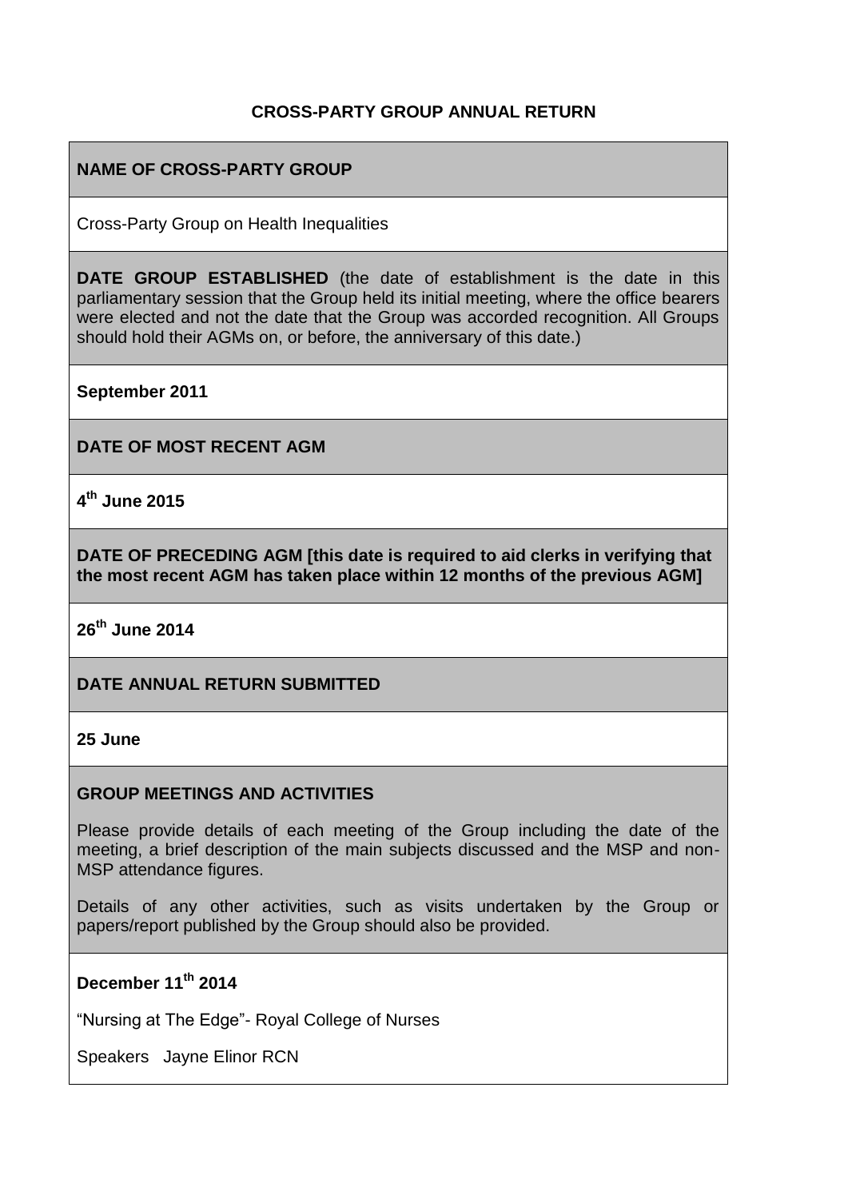# CROSS-PARTY GROUP ANNUAL RETURN

**NAME OF CROSS-PARTY GROUP**

Cross-Party Group on Health Inequalities

**DATE GROUP ESTABLISHED** (the date of establishment is the date in this parliamentary session that the Group held its initial meeting, where the office bearers were elected and not the date that the Group was accorded recognition. All Groups should hold their AGMs on, or before, the anniversary of this date.)

**September 2011**

**DATE OF MOST RECENT AGM**

**4th June 2015**

**DATE OF PRECEDING AGM [this date is required to aid clerks in verifying that the most recent AGM has taken place within 12 months of the previous AGM]**

**26th June 2014**

**DATE ANNUAL RETURN SUBMITTED**

**25 June**

**GROUP MEETINGS AND ACTIVITIES**

Please provide details of each meeting of the Group including the date of the meeting, a brief description of the main subjects discussed and the MSP and non-MSP attendance figures.

Details of any other activities, such as visits undertaken by the Group or papers/report published by the Group should also be provided.

**December 11th 2014**

"Nursing at The Edge"- Royal College of Nurses

Speakers Jayne Elinor RCN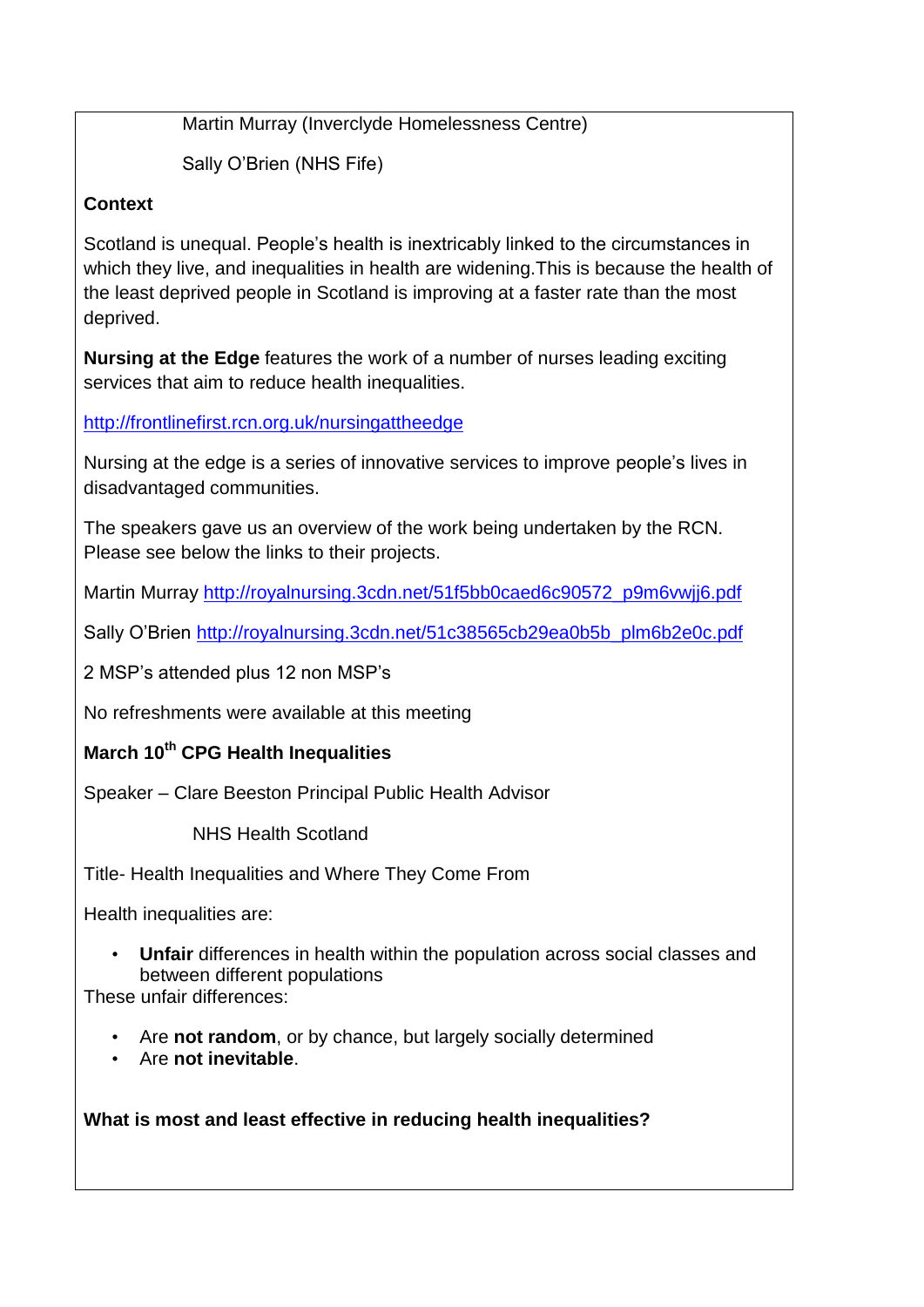Martin Murray (Inverclyde Homelessness Centre)

Sally O'Brien (NHS Fife)

**Context**

Scotland is unequal. People's health is inextricably linked to the circumstances in which they live, and inequalities in health are widening.This is because the health of the least deprived people in Scotland is improving at a faster rate than the most deprived.

**Nursing at the Edge** features the work of a number of nurses leading exciting services that aim to reduce health inequalities.

http://frontlinefirst.rcn.org.uk/nursingattheedge

Nursing at the edge is a series of innovative services to improve people's lives in disadvantaged communities.

The speakers gave us an overview of the work being undertaken by the RCN. Please see below the links to their projects.

Martin Murray http://royalnursing.3cdn.net/51f5bb0caed6c90572_p9m6vwjj6.pdf

Sally O'Brien http://royalnursing.3cdn.net/51c38565cb29ea0b5b_plm6b2e0c.pdf

2 MSP's attended plus 12 non MSP's

No refreshments were available at this meeting

**March 10th CPG Health Inequalities**

Speaker – Clare Beeston Principal Public Health Advisor

NHS Health Scotland

Title- Health Inequalities and Where They Come From

Health inequalities are:

- **Unfair** differences in health within the population across social classes and between different populations

These unfair differences:

- Are **not random**, or by chance, but largely socially determined
- Are **not inevitable**.

**What is most and least effective in reducing health inequalities?**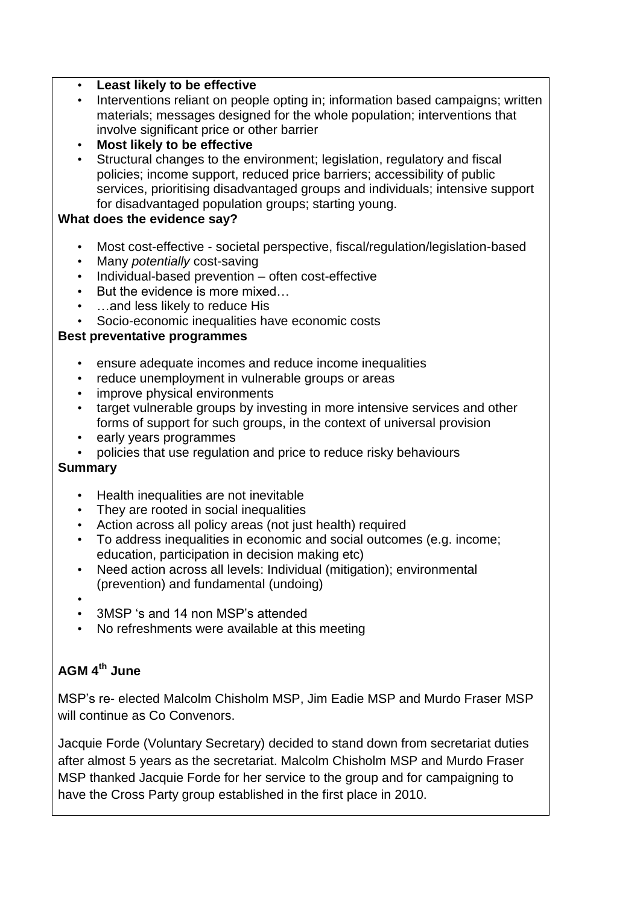- **Least likely to be effective**
- Interventions reliant on people opting in; information based campaigns; written materials; messages designed for the whole population; interventions that involve significant price or other barrier
- **Most likely to be effective**
- Structural changes to the environment; legislation, regulatory and fiscal policies; income support, reduced price barriers; accessibility of public services, prioritising disadvantaged groups and individuals; intensive support for disadvantaged population groups; starting young.

**What does the evidence say?**

- Most cost-effective - societal perspective, fiscal/regulation/legislation-based
- Many *potentially* cost-saving
- Individual-based prevention – often cost-effective
- But the evidence is more mixed…
- …and less likely to reduce His
- Socio-economic inequalities have economic costs

**Best preventative programmes**

- ensure adequate incomes and reduce income inequalities
- reduce unemployment in vulnerable groups or areas
- improve physical environments
- target vulnerable groups by investing in more intensive services and other forms of support for such groups, in the context of universal provision
- early years programmes
- policies that use regulation and price to reduce risky behaviours

**Summary**

- Health inequalities are not inevitable
- They are rooted in social inequalities
- Action across all policy areas (not just health) required
- To address inequalities in economic and social outcomes (e.g. income; education, participation in decision making etc)
- Need action across all levels: Individual (mitigation); environmental (prevention) and fundamental (undoing)
- 
- 3MSP 's and 14 non MSP's attended
- No refreshments were available at this meeting

**AGM 4th June**

MSP's re- elected Malcolm Chisholm MSP, Jim Eadie MSP and Murdo Fraser MSP will continue as Co Convenors.

Jacquie Forde (Voluntary Secretary) decided to stand down from secretariat duties after almost 5 years as the secretariat. Malcolm Chisholm MSP and Murdo Fraser MSP thanked Jacquie Forde for her service to the group and for campaigning to have the Cross Party group established in the first place in 2010.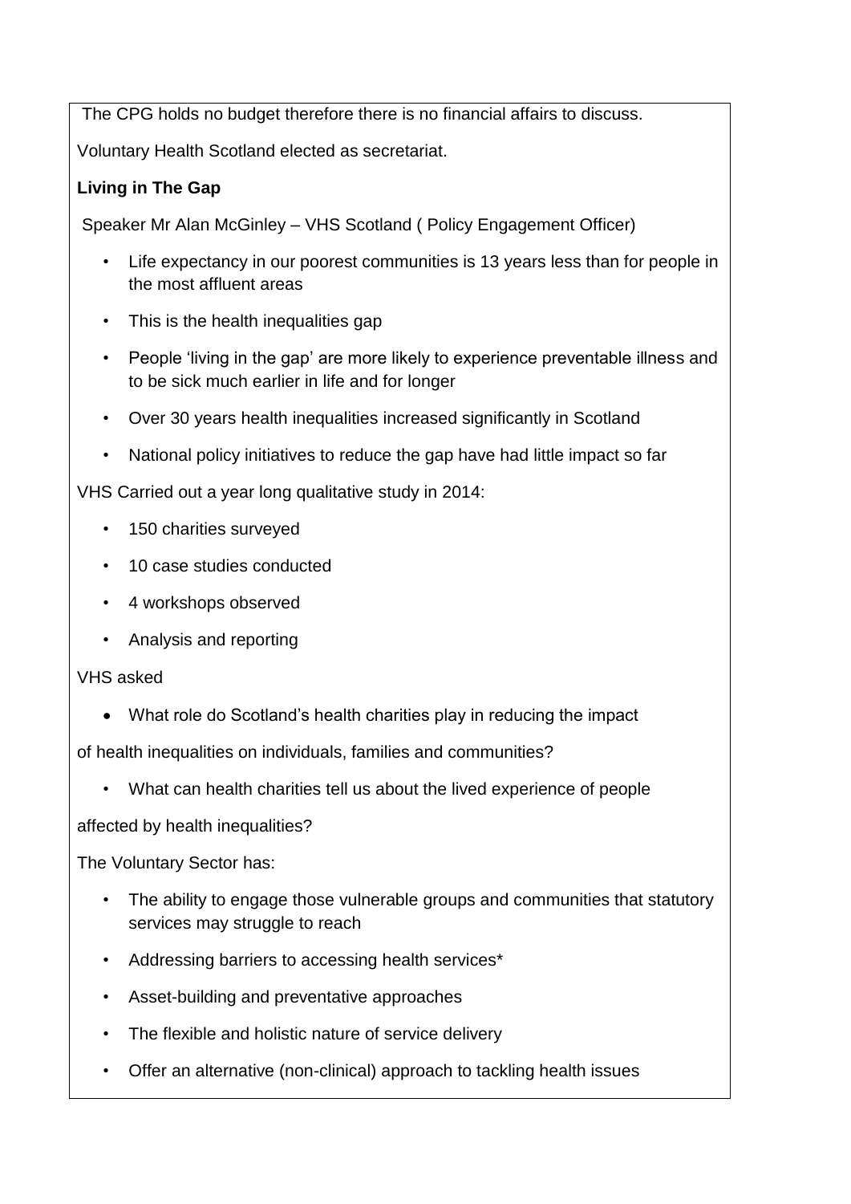The CPG holds no budget therefore there is no financial affairs to discuss.

Voluntary Health Scotland elected as secretariat.

**Living in The Gap**

Speaker Mr Alan McGinley – VHS Scotland ( Policy Engagement Officer)

- Life expectancy in our poorest communities is 13 years less than for people in the most affluent areas
- This is the health inequalities gap
- People 'living in the gap' are more likely to experience preventable illness and to be sick much earlier in life and for longer
- Over 30 years health inequalities increased significantly in Scotland
- National policy initiatives to reduce the gap have had little impact so far

VHS Carried out a year long qualitative study in 2014:

- 150 charities surveyed
- 10 case studies conducted
- 4 workshops observed
- Analysis and reporting

VHS asked

- What role do Scotland's health charities play in reducing the impact

of health inequalities on individuals, families and communities?

- What can health charities tell us about the lived experience of people

affected by health inequalities?

The Voluntary Sector has:

- The ability to engage those vulnerable groups and communities that statutory services may struggle to reach
- Addressing barriers to accessing health services*
- Asset-building and preventative approaches
- The flexible and holistic nature of service delivery
- Offer an alternative (non-clinical) approach to tackling health issues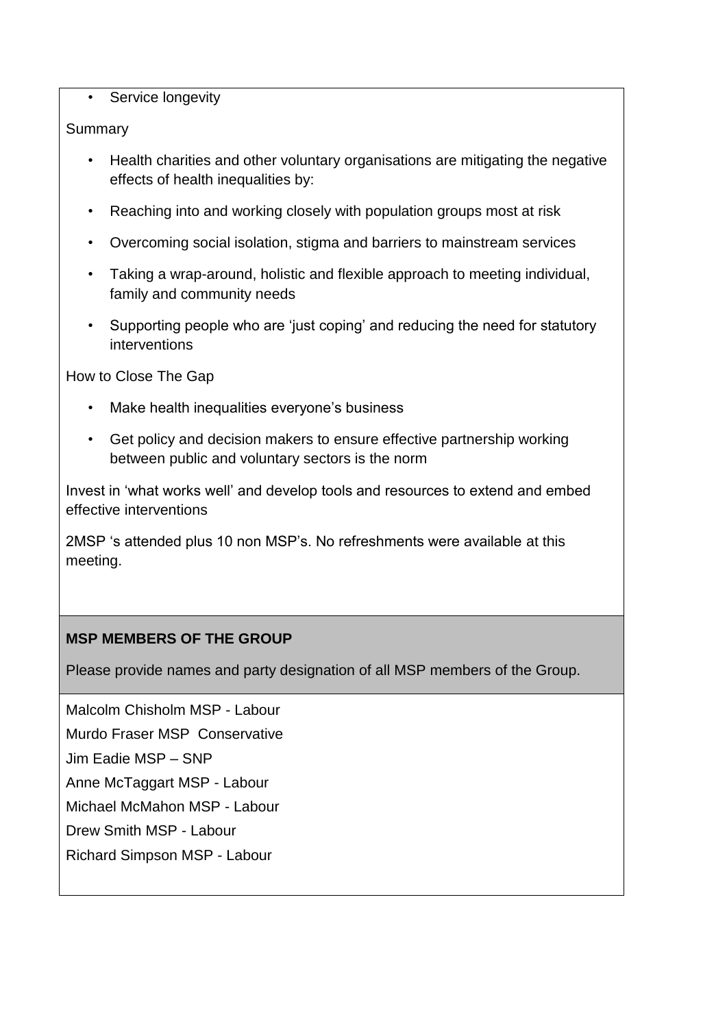- Service longevity

Summary

- Health charities and other voluntary organisations are mitigating the negative effects of health inequalities by:
- Reaching into and working closely with population groups most at risk
- Overcoming social isolation, stigma and barriers to mainstream services
- Taking a wrap-around, holistic and flexible approach to meeting individual, family and community needs
- Supporting people who are 'just coping' and reducing the need for statutory interventions

How to Close The Gap

- Make health inequalities everyone's business
- Get policy and decision makers to ensure effective partnership working between public and voluntary sectors is the norm

Invest in 'what works well' and develop tools and resources to extend and embed effective interventions

2MSP 's attended plus 10 non MSP's. No refreshments were available at this meeting.

**MSP MEMBERS OF THE GROUP**

Please provide names and party designation of all MSP members of the Group.

Malcolm Chisholm MSP - Labour

Murdo Fraser MSP  Conservative

Jim Eadie MSP – SNP

Anne McTaggart MSP - Labour

Michael McMahon MSP - Labour

Drew Smith MSP - Labour

Richard Simpson MSP - Labour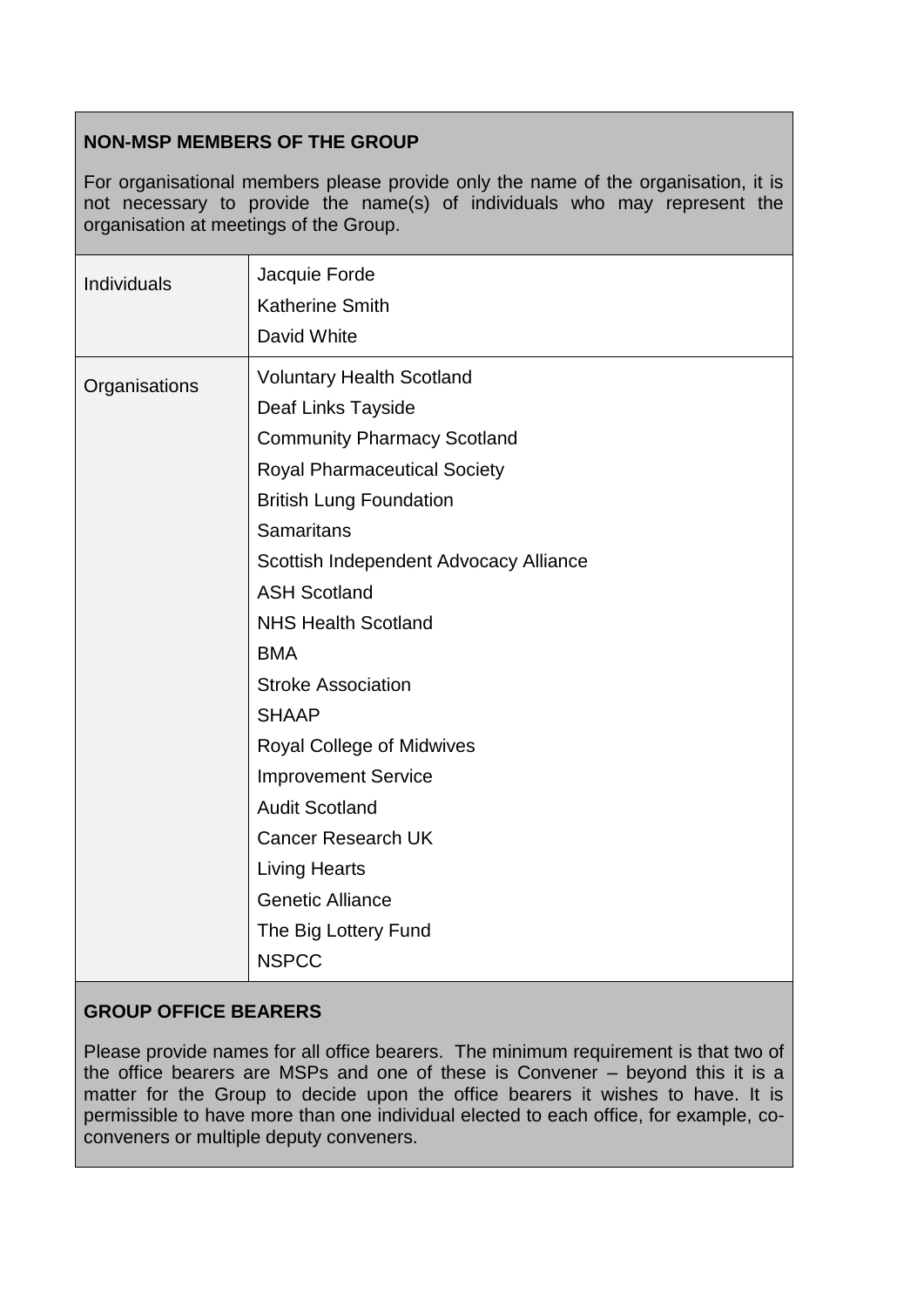**NON-MSP MEMBERS OF THE GROUP**

For organisational members please provide only the name of the organisation, it is not necessary to provide the name(s) of individuals who may represent the organisation at meetings of the Group.

| | |
|---|---|
| Individuals | Jacquie Forde<br>Katherine Smith<br>David White |
| Organisations | Voluntary Health Scotland<br>Deaf Links Tayside<br>Community Pharmacy Scotland<br>Royal Pharmaceutical Society<br>British Lung Foundation<br>Samaritans<br>Scottish Independent Advocacy Alliance<br>ASH Scotland<br>NHS Health Scotland<br>BMA<br>Stroke Association<br>SHAAP<br>Royal College of Midwives<br>Improvement Service<br>Audit Scotland<br>Cancer Research UK<br>Living Hearts<br>Genetic Alliance<br>The Big Lottery Fund<br>NSPCC |

**GROUP OFFICE BEARERS**

Please provide names for all office bearers. The minimum requirement is that two of the office bearers are MSPs and one of these is Convener – beyond this it is a matter for the Group to decide upon the office bearers it wishes to have. It is permissible to have more than one individual elected to each office, for example, co-conveners or multiple deputy conveners.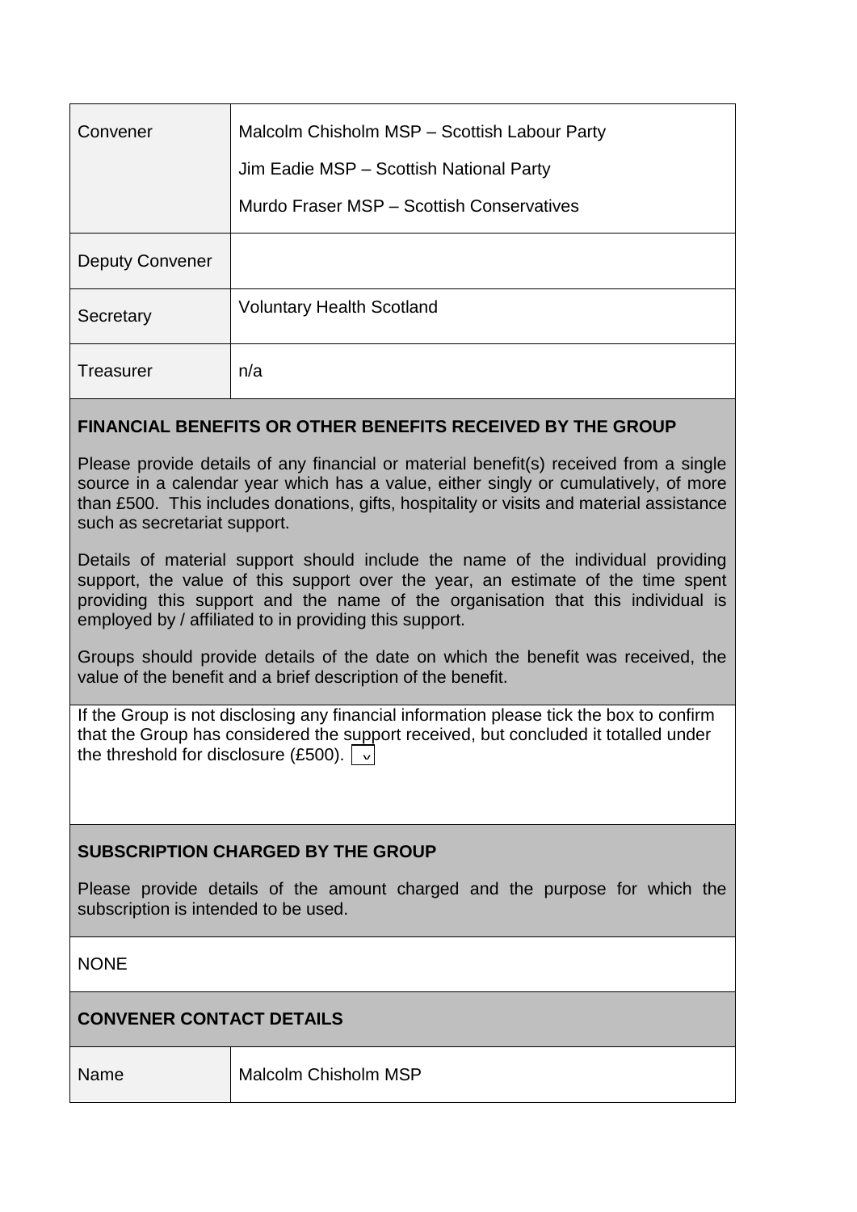| | |
|---|---|
| Convener | Malcolm Chisholm MSP – Scottish Labour Party<br>Jim Eadie MSP – Scottish National Party<br>Murdo Fraser MSP – Scottish Conservatives |
| Deputy Convener | |
| Secretary | Voluntary Health Scotland |
| Treasurer | n/a |

**FINANCIAL BENEFITS OR OTHER BENEFITS RECEIVED BY THE GROUP**

Please provide details of any financial or material benefit(s) received from a single source in a calendar year which has a value, either singly or cumulatively, of more than £500. This includes donations, gifts, hospitality or visits and material assistance such as secretariat support.

Details of material support should include the name of the individual providing support, the value of this support over the year, an estimate of the time spent providing this support and the name of the organisation that this individual is employed by / affiliated to in providing this support.

Groups should provide details of the date on which the benefit was received, the value of the benefit and a brief description of the benefit.

If the Group is not disclosing any financial information please tick the box to confirm that the Group has considered the support received, but concluded it totalled under the threshold for disclosure (£500). ☑

**SUBSCRIPTION CHARGED BY THE GROUP**

Please provide details of the amount charged and the purpose for which the subscription is intended to be used.

NONE

**CONVENER CONTACT DETAILS**

| | |
|---|---|
| Name | Malcolm Chisholm MSP |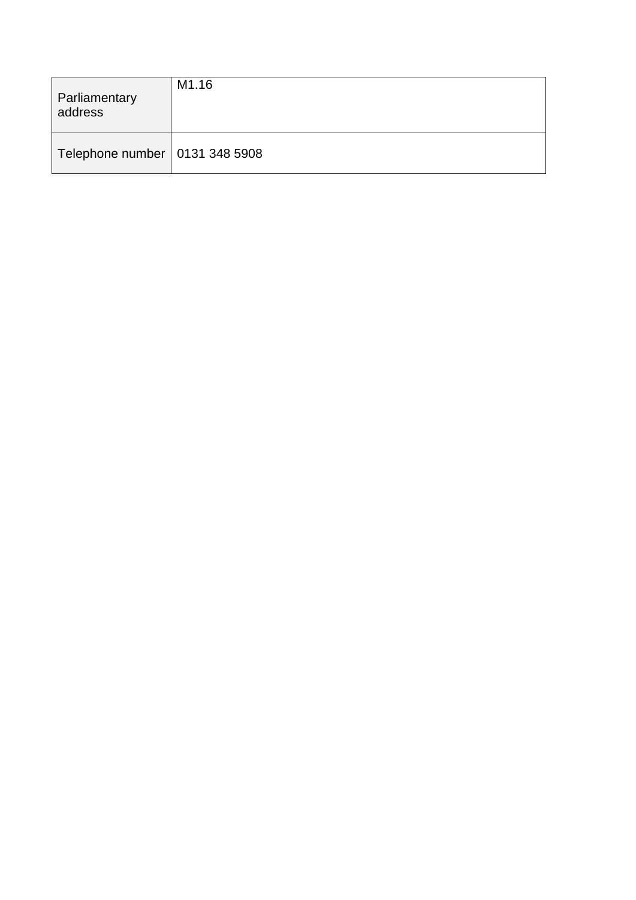| | |
|---|---|
| Parliamentary address | M1.16 |
| Telephone number | 0131 348 5908 |